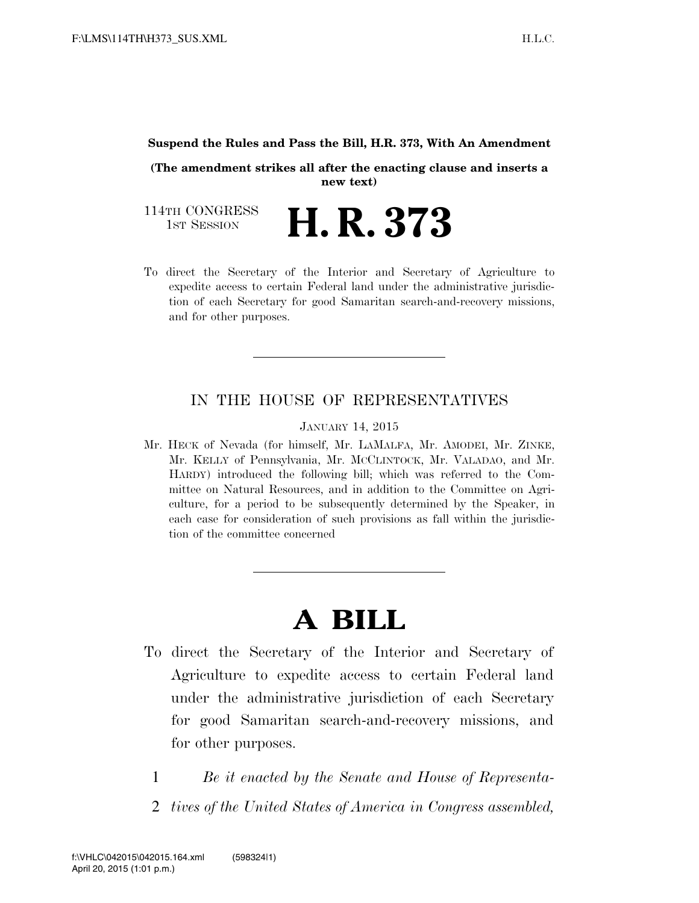**Suspend the Rules and Pass the Bill, H.R. 373, With An Amendment**

**(The amendment strikes all after the enacting clause and inserts a new text)**

114TH CONGRESS
1ST SESSION

# H. R. 373

To direct the Secretary of the Interior and Secretary of Agriculture to expedite access to certain Federal land under the administrative jurisdiction of each Secretary for good Samaritan search-and-recovery missions, and for other purposes.

---

IN THE HOUSE OF REPRESENTATIVES

JANUARY 14, 2015

Mr. HECK of Nevada (for himself, Mr. LAMALFA, Mr. AMODEI, Mr. ZINKE, Mr. KELLY of Pennsylvania, Mr. MCCLINTOCK, Mr. VALADAO, and Mr. HARDY) introduced the following bill; which was referred to the Committee on Natural Resources, and in addition to the Committee on Agriculture, for a period to be subsequently determined by the Speaker, in each case for consideration of such provisions as fall within the jurisdiction of the committee concerned

---

# A BILL

To direct the Secretary of the Interior and Secretary of Agriculture to expedite access to certain Federal land under the administrative jurisdiction of each Secretary for good Samaritan search-and-recovery missions, and for other purposes.

1 *Be it enacted by the Senate and House of Representa-*
2 *tives of the United States of America in Congress assembled,*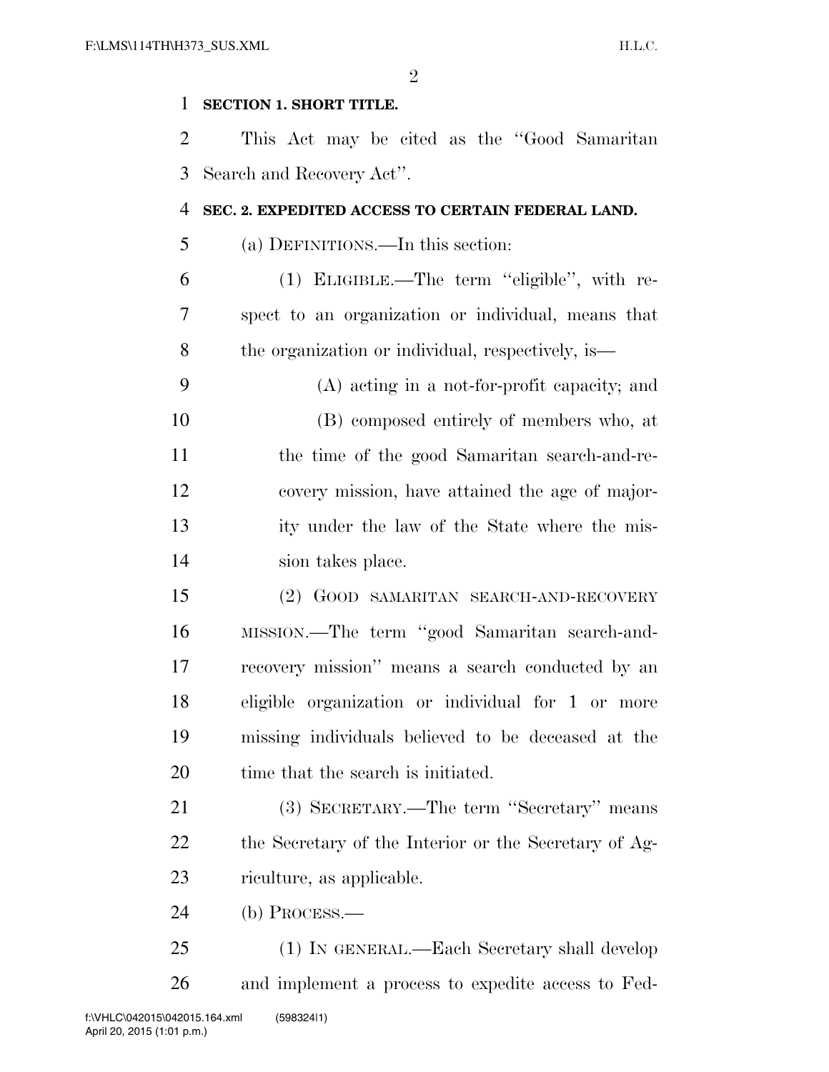**SECTION 1. SHORT TITLE.**

This Act may be cited as the "Good Samaritan Search and Recovery Act".

**SEC. 2. EXPEDITED ACCESS TO CERTAIN FEDERAL LAND.**

(a) DEFINITIONS.—In this section:

(1) ELIGIBLE.—The term "eligible", with respect to an organization or individual, means that the organization or individual, respectively, is—

(A) acting in a not-for-profit capacity; and

(B) composed entirely of members who, at the time of the good Samaritan search-and-recovery mission, have attained the age of majority under the law of the State where the mission takes place.

(2) GOOD SAMARITAN SEARCH-AND-RECOVERY MISSION.—The term "good Samaritan search-and-recovery mission" means a search conducted by an eligible organization or individual for 1 or more missing individuals believed to be deceased at the time that the search is initiated.

(3) SECRETARY.—The term "Secretary" means the Secretary of the Interior or the Secretary of Agriculture, as applicable.

(b) PROCESS.—

(1) IN GENERAL.—Each Secretary shall develop and implement a process to expedite access to Fed-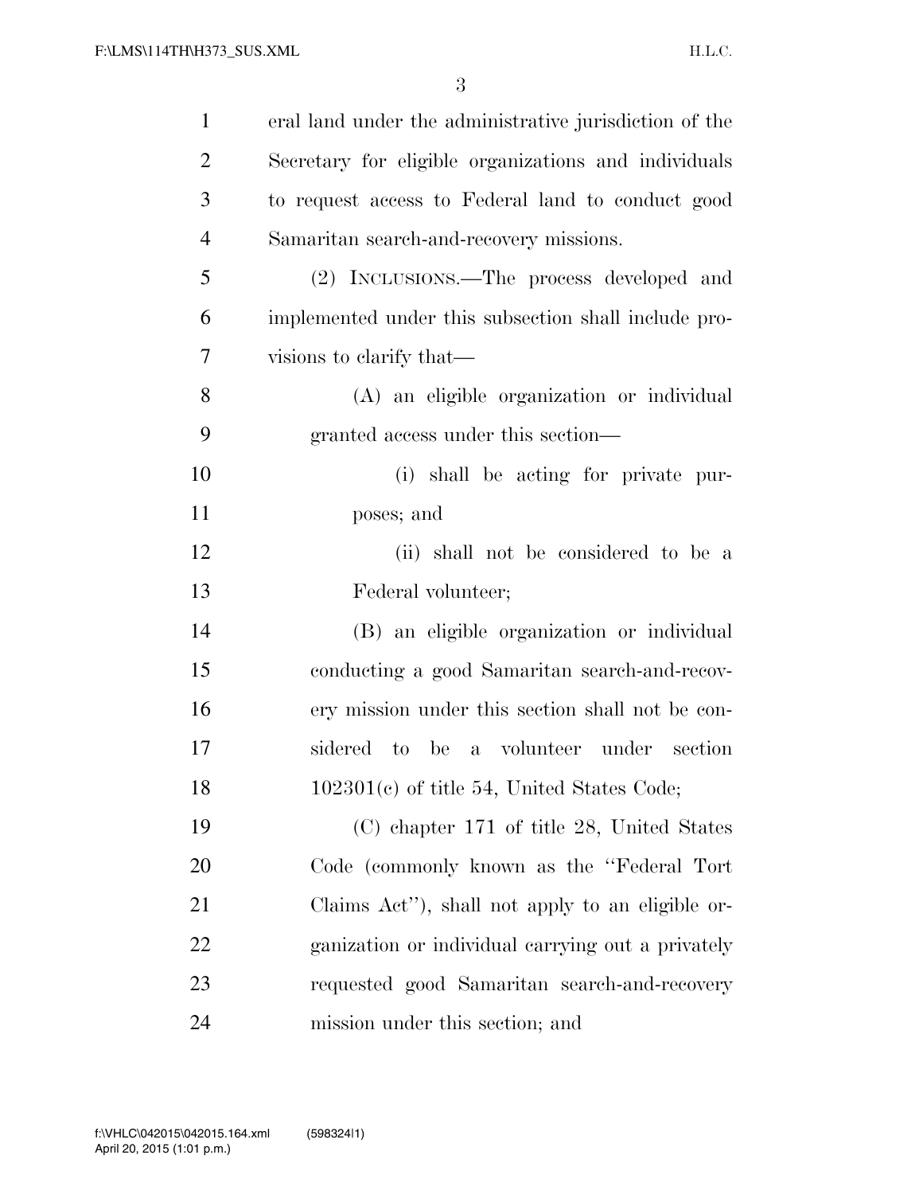eral land under the administrative jurisdiction of the Secretary for eligible organizations and individuals to request access to Federal land to conduct good Samaritan search-and-recovery missions.

(2) INCLUSIONS.—The process developed and implemented under this subsection shall include provisions to clarify that—

(A) an eligible organization or individual granted access under this section—

(i) shall be acting for private purposes; and

(ii) shall not be considered to be a Federal volunteer;

(B) an eligible organization or individual conducting a good Samaritan search-and-recovery mission under this section shall not be considered to be a volunteer under section 102301(c) of title 54, United States Code;

(C) chapter 171 of title 28, United States Code (commonly known as the "Federal Tort Claims Act"), shall not apply to an eligible organization or individual carrying out a privately requested good Samaritan search-and-recovery mission under this section; and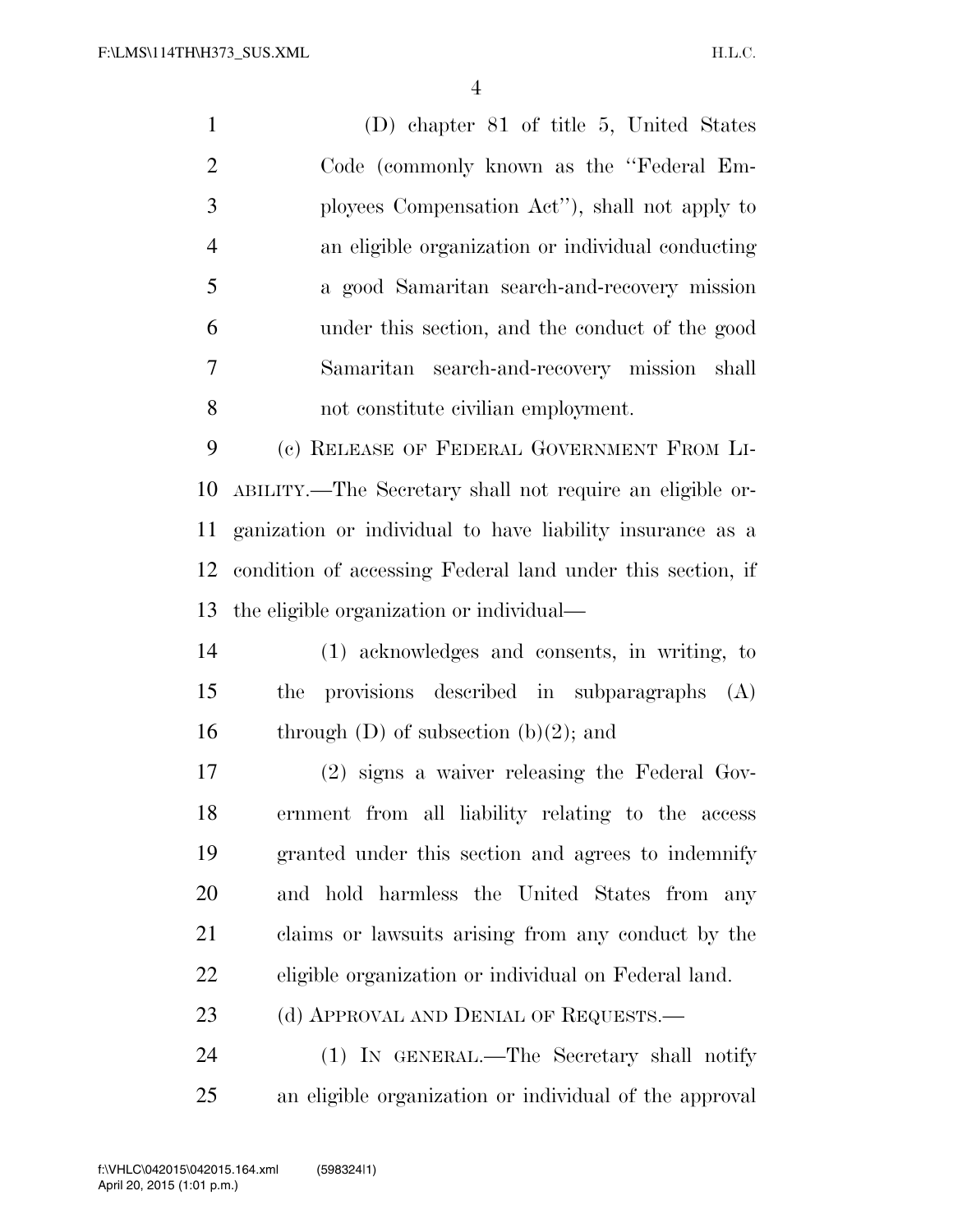(D) chapter 81 of title 5, United States Code (commonly known as the "Federal Employees Compensation Act"), shall not apply to an eligible organization or individual conducting a good Samaritan search-and-recovery mission under this section, and the conduct of the good Samaritan search-and-recovery mission shall not constitute civilian employment.

(c) RELEASE OF FEDERAL GOVERNMENT FROM LIABILITY.—The Secretary shall not require an eligible organization or individual to have liability insurance as a condition of accessing Federal land under this section, if the eligible organization or individual—

(1) acknowledges and consents, in writing, to the provisions described in subparagraphs (A) through (D) of subsection (b)(2); and

(2) signs a waiver releasing the Federal Government from all liability relating to the access granted under this section and agrees to indemnify and hold harmless the United States from any claims or lawsuits arising from any conduct by the eligible organization or individual on Federal land.

(d) APPROVAL AND DENIAL OF REQUESTS.—

(1) IN GENERAL.—The Secretary shall notify an eligible organization or individual of the approval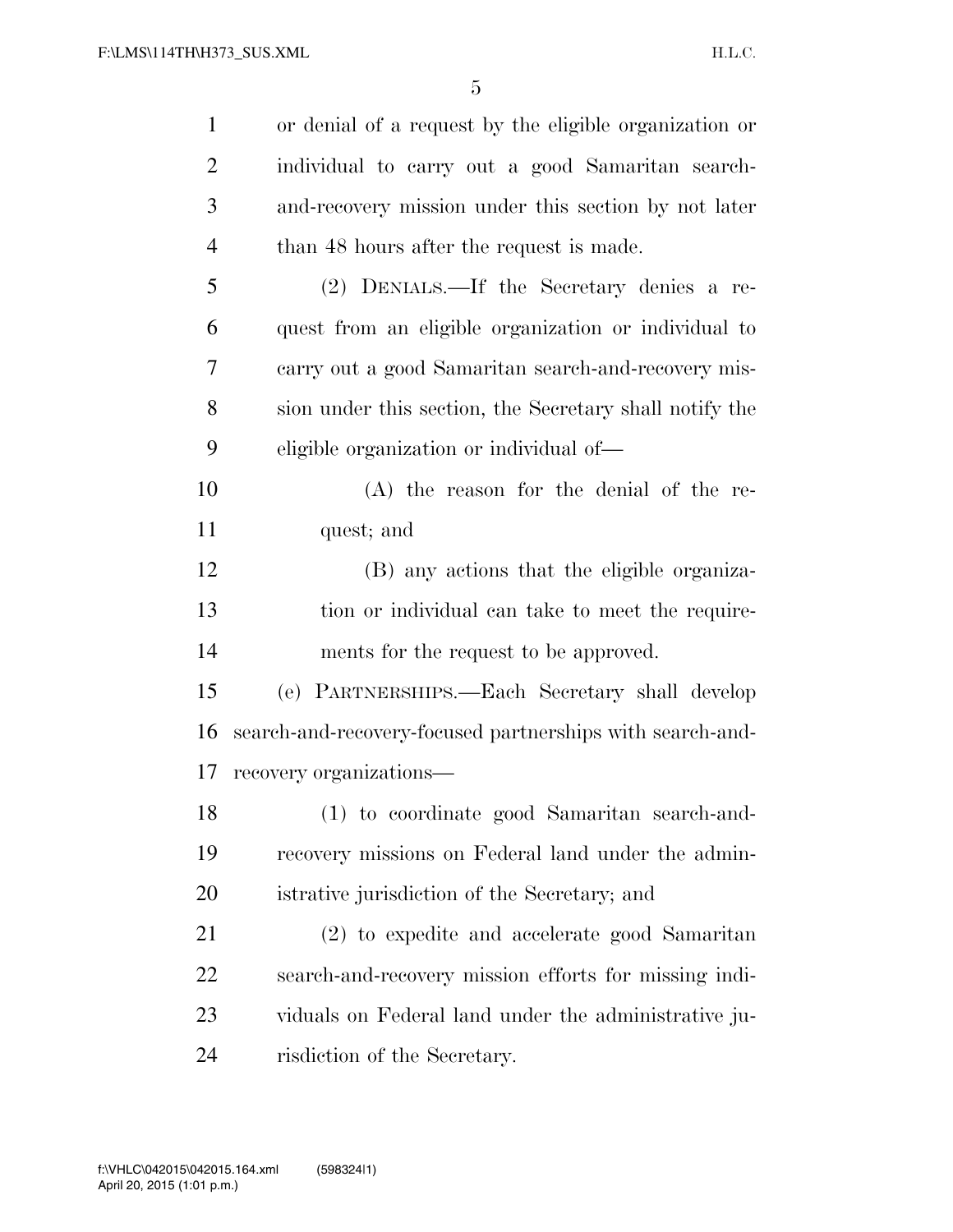or denial of a request by the eligible organization or individual to carry out a good Samaritan search-and-recovery mission under this section by not later than 48 hours after the request is made.

(2) DENIALS.—If the Secretary denies a request from an eligible organization or individual to carry out a good Samaritan search-and-recovery mission under this section, the Secretary shall notify the eligible organization or individual of—

(A) the reason for the denial of the request; and

(B) any actions that the eligible organization or individual can take to meet the requirements for the request to be approved.

(e) PARTNERSHIPS.—Each Secretary shall develop search-and-recovery-focused partnerships with search-and-recovery organizations—

(1) to coordinate good Samaritan search-and-recovery missions on Federal land under the administrative jurisdiction of the Secretary; and

(2) to expedite and accelerate good Samaritan search-and-recovery mission efforts for missing individuals on Federal land under the administrative jurisdiction of the Secretary.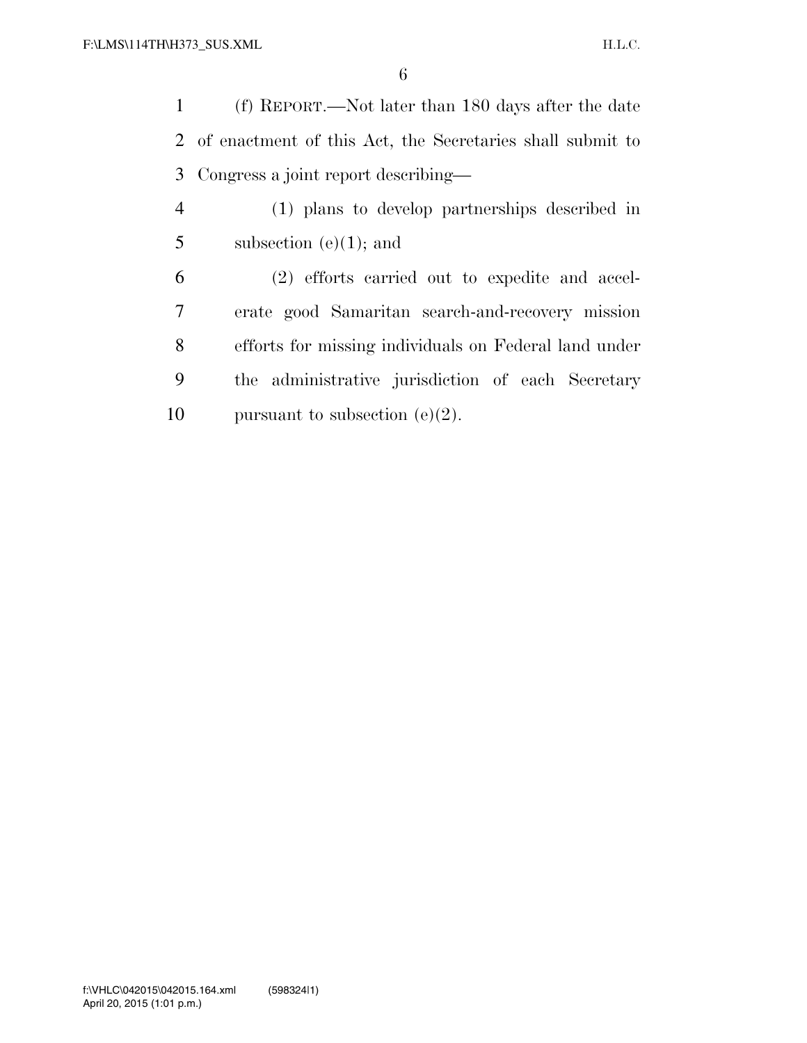(f) REPORT.—Not later than 180 days after the date of enactment of this Act, the Secretaries shall submit to Congress a joint report describing—

(1) plans to develop partnerships described in subsection (e)(1); and

(2) efforts carried out to expedite and accelerate good Samaritan search-and-recovery mission efforts for missing individuals on Federal land under the administrative jurisdiction of each Secretary pursuant to subsection (e)(2).